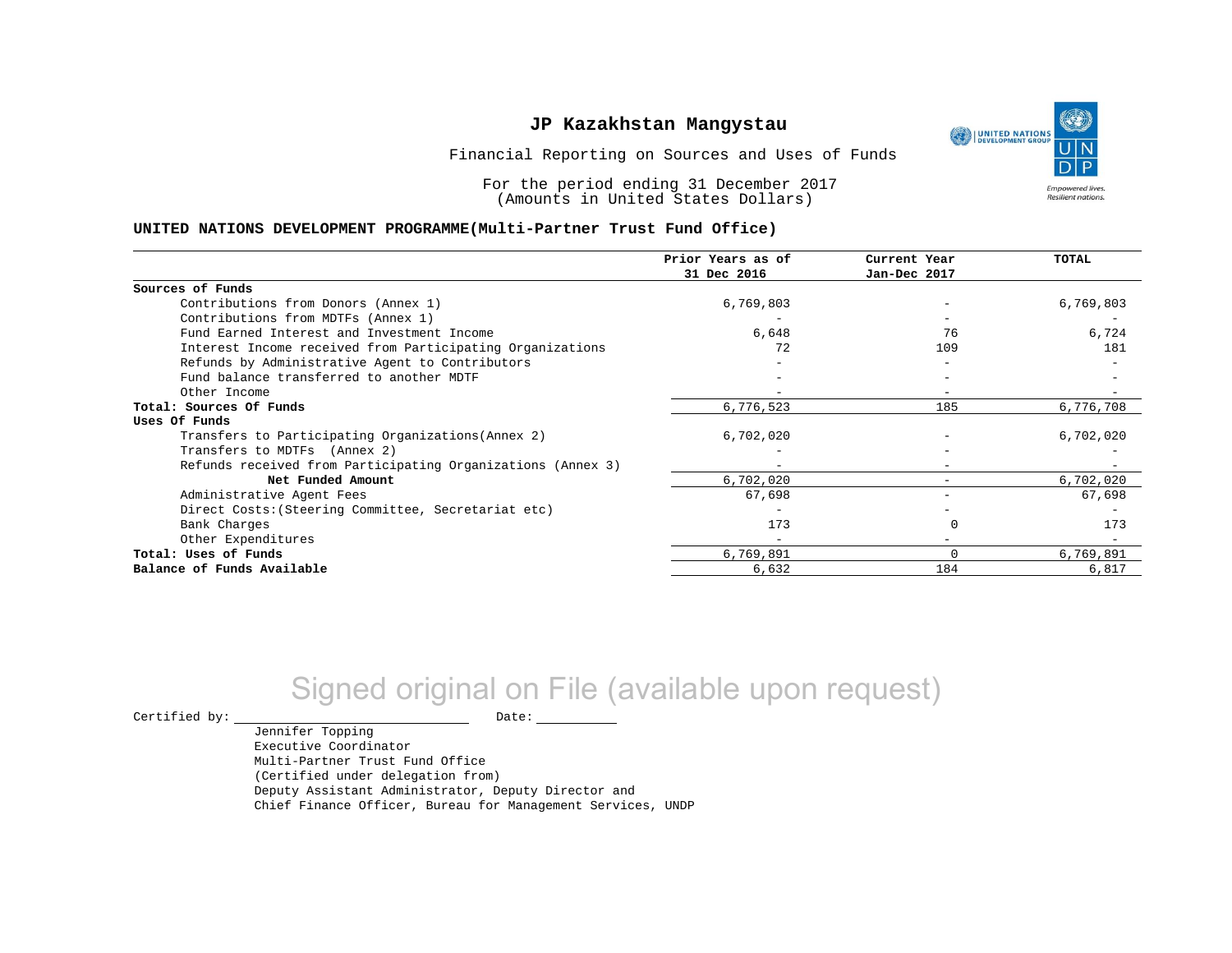# JP Kazakhstan Mangystau

Financial Reporting on Sources and Uses of Funds

For the period ending 31 December 2017
(Amounts in United States Dollars)

**UNITED NATIONS DEVELOPMENT PROGRAMME(Multi-Partner Trust Fund Office)**

| | Prior Years as of 31 Dec 2016 | Current Year Jan-Dec 2017 | TOTAL |
|---|---|---|---|
| **Sources of Funds** | | | |
| Contributions from Donors (Annex 1) | 6,769,803 | - | 6,769,803 |
| Contributions from MDTFs (Annex 1) | - | - | - |
| Fund Earned Interest and Investment Income | 6,648 | 76 | 6,724 |
| Interest Income received from Participating Organizations | 72 | 109 | 181 |
| Refunds by Administrative Agent to Contributors | - | - | - |
| Fund balance transferred to another MDTF | - | - | - |
| Other Income | - | - | - |
| **Total: Sources Of Funds** | 6,776,523 | 185 | 6,776,708 |
| **Uses Of Funds** | | | |
| Transfers to Participating Organizations(Annex 2) | 6,702,020 | - | 6,702,020 |
| Transfers to MDTFs (Annex 2) | - | - | - |
| Refunds received from Participating Organizations (Annex 3) | - | - | - |
| **Net Funded Amount** | 6,702,020 | - | 6,702,020 |
| Administrative Agent Fees | 67,698 | - | 67,698 |
| Direct Costs:(Steering Committee, Secretariat etc) | - | - | - |
| Bank Charges | 173 | 0 | 173 |
| Other Expenditures | - | - | - |
| **Total: Uses of Funds** | 6,769,891 | 0 | 6,769,891 |
| **Balance of Funds Available** | 6,632 | 184 | 6,817 |

Signed original on File (available upon request)

Certified by: \_\_\_\_\_\_\_\_\_\_\_\_\_\_\_\_\_\_\_\_ Date: \_\_\_\_\_\_\_\_\_\_

Jennifer Topping
Executive Coordinator
Multi-Partner Trust Fund Office
(Certified under delegation from)
Deputy Assistant Administrator, Deputy Director and
Chief Finance Officer, Bureau for Management Services, UNDP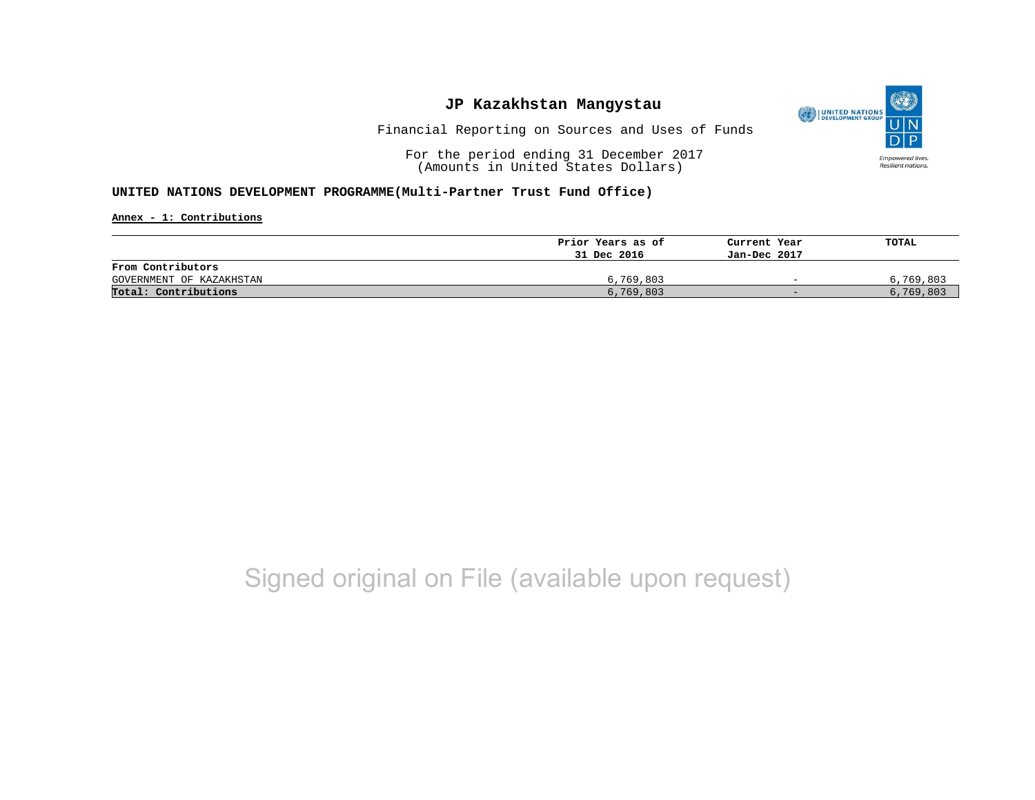# JP Kazakhstan Mangystau

Financial Reporting on Sources and Uses of Funds

For the period ending 31 December 2017
(Amounts in United States Dollars)

**UNITED NATIONS DEVELOPMENT PROGRAMME(Multi-Partner Trust Fund Office)**

**Annex - 1: Contributions**

| | Prior Years as of 31 Dec 2016 | Current Year Jan-Dec 2017 | TOTAL |
|---|---|---|---|
| **From Contributors** | | | |
| GOVERNMENT OF KAZAKHSTAN | 6,769,803 | - | 6,769,803 |
| **Total: Contributions** | 6,769,803 | - | 6,769,803 |

Signed original on File (available upon request)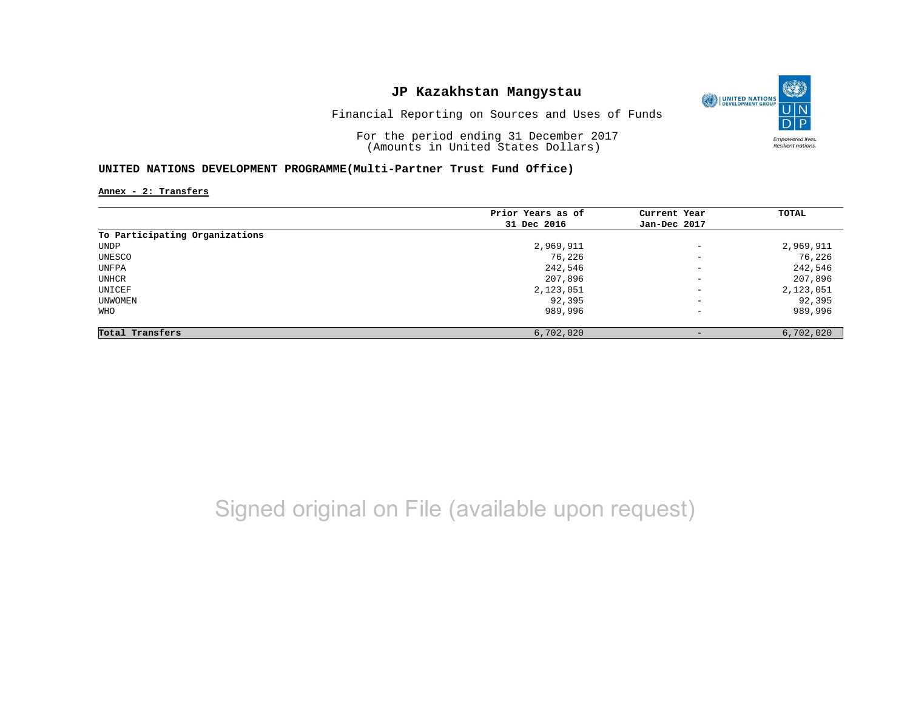# JP Kazakhstan Mangystau

Financial Reporting on Sources and Uses of Funds

For the period ending 31 December 2017
(Amounts in United States Dollars)

**UNITED NATIONS DEVELOPMENT PROGRAMME(Multi-Partner Trust Fund Office)**

**Annex - 2: Transfers**

| | Prior Years as of 31 Dec 2016 | Current Year Jan-Dec 2017 | TOTAL |
|---|---|---|---|
| **To Participating Organizations** | | | |
| UNDP | 2,969,911 | - | 2,969,911 |
| UNESCO | 76,226 | - | 76,226 |
| UNFPA | 242,546 | - | 242,546 |
| UNHCR | 207,896 | - | 207,896 |
| UNICEF | 2,123,051 | - | 2,123,051 |
| UNWOMEN | 92,395 | - | 92,395 |
| WHO | 989,996 | - | 989,996 |
| **Total Transfers** | 6,702,020 | - | 6,702,020 |

Signed original on File (available upon request)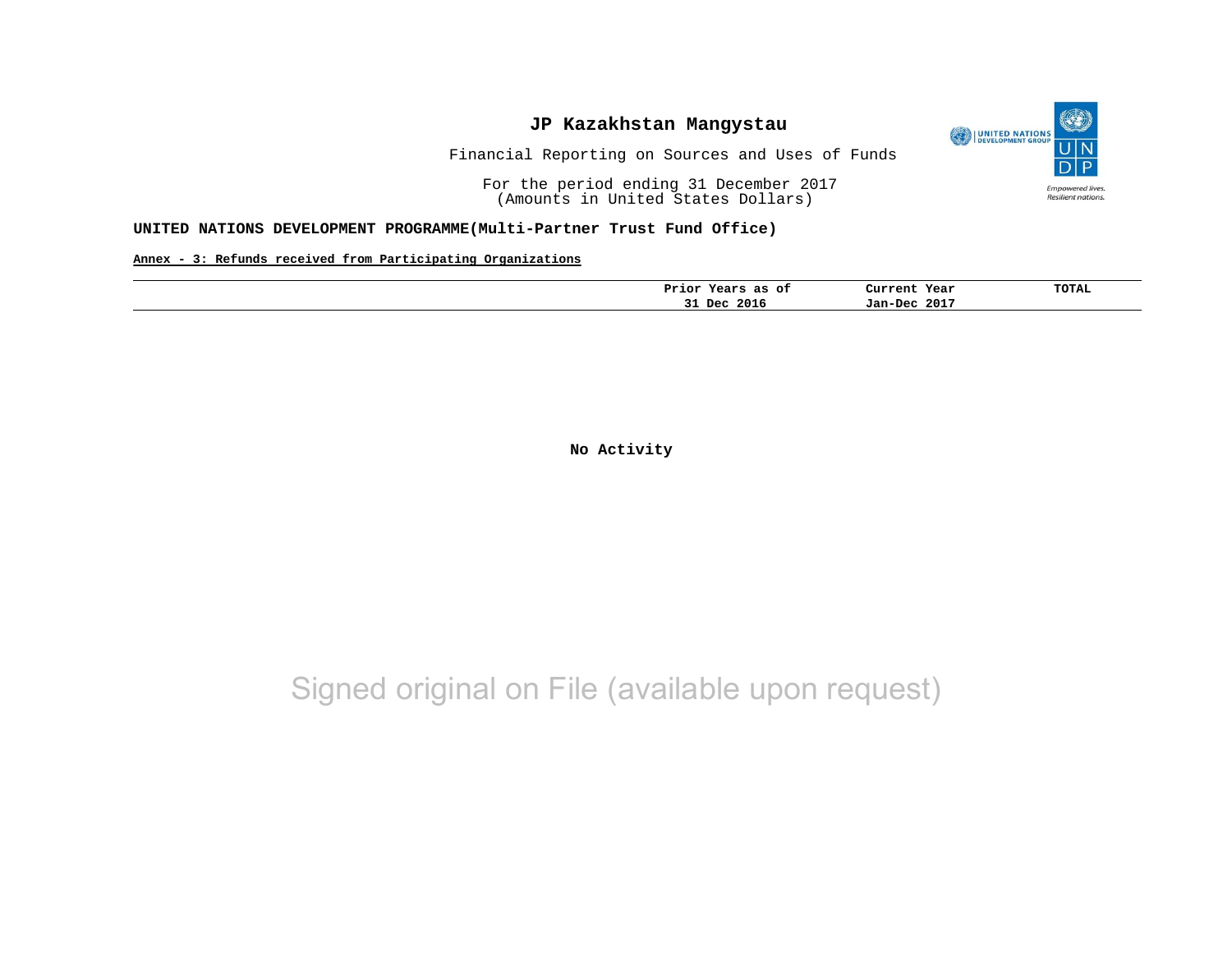# JP Kazakhstan Mangystau

Financial Reporting on Sources and Uses of Funds

For the period ending 31 December 2017
(Amounts in United States Dollars)

**UNITED NATIONS DEVELOPMENT PROGRAMME(Multi-Partner Trust Fund Office)**

**Annex - 3: Refunds received from Participating Organizations**

| | Prior Years as of 31 Dec 2016 | Current Year Jan-Dec 2017 | TOTAL |
|---|---|---|---|

**No Activity**

Signed original on File (available upon request)